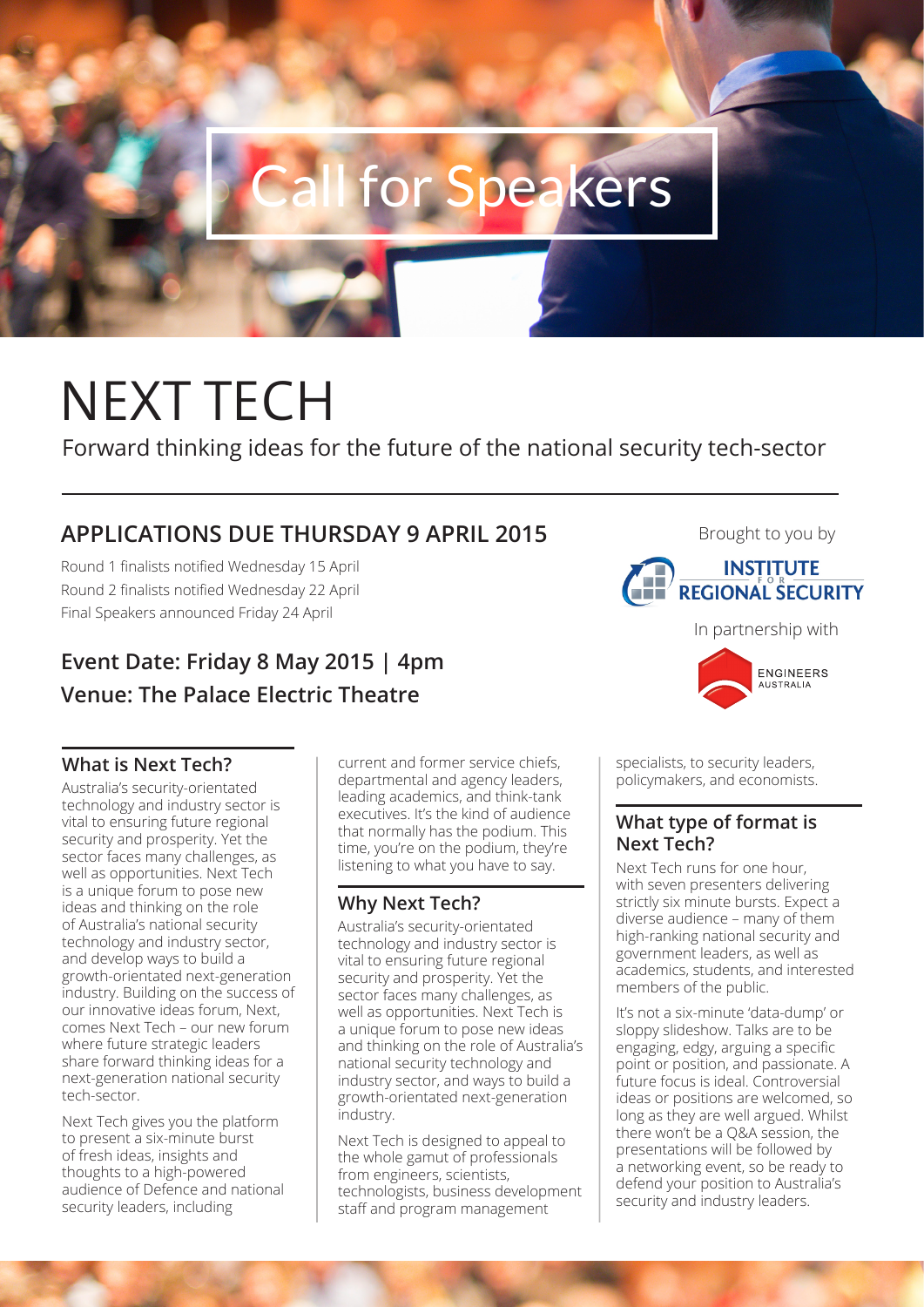# Call for Speakers

# NEXT TECH

Forward thinking ideas for the future of the national security tech-sector

## APPLICATIONS DUE THURSDAY 9 APRIL 2015

Round 1 finalists notified Wednesday 15 April
Round 2 finalists notified Wednesday 22 April
Final Speakers announced Friday 24 April

Brought to you by INSTITUTE FOR REGIONAL SECURITY

In partnership with ENGINEERS AUSTRALIA

### Event Date: Friday 8 May 2015 | 4pm
### Venue: The Palace Electric Theatre

### What is Next Tech?

Australia's security-orientated technology and industry sector is vital to ensuring future regional security and prosperity. Yet the sector faces many challenges, as well as opportunities. Next Tech is a unique forum to pose new ideas and thinking on the role of Australia's national security technology and industry sector, and develop ways to build a growth-orientated next-generation industry. Building on the success of our innovative ideas forum, Next, comes Next Tech – our new forum where future strategic leaders share forward thinking ideas for a next-generation national security tech-sector.

Next Tech gives you the platform to present a six-minute burst of fresh ideas, insights and thoughts to a high-powered audience of Defence and national security leaders, including current and former service chiefs, departmental and agency leaders, leading academics, and think-tank executives. It's the kind of audience that normally has the podium. This time, you're on the podium, they're listening to what you have to say.

### Why Next Tech?

Australia's security-orientated technology and industry sector is vital to ensuring future regional security and prosperity. Yet the sector faces many challenges, as well as opportunities. Next Tech is a unique forum to pose new ideas and thinking on the role of Australia's national security technology and industry sector, and ways to build a growth-orientated next-generation industry.

Next Tech is designed to appeal to the whole gamut of professionals from engineers, scientists, technologists, business development staff and program management specialists, to security leaders, policymakers, and economists.

### What type of format is Next Tech?

Next Tech runs for one hour, with seven presenters delivering strictly six minute bursts. Expect a diverse audience – many of them high-ranking national security and government leaders, as well as academics, students, and interested members of the public.

It's not a six-minute 'data-dump' or sloppy slideshow. Talks are to be engaging, edgy, arguing a specific point or position, and passionate. A future focus is ideal. Controversial ideas or positions are welcomed, so long as they are well argued. Whilst there won't be a Q&A session, the presentations will be followed by a networking event, so be ready to defend your position to Australia's security and industry leaders.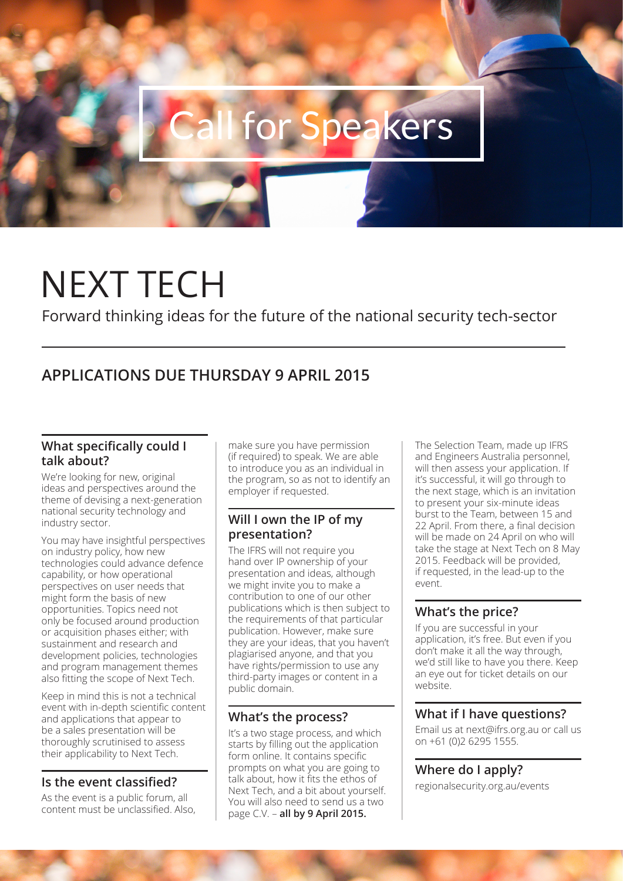# Call for Speakers

# NEXT TECH

Forward thinking ideas for the future of the national security tech-sector

## APPLICATIONS DUE THURSDAY 9 APRIL 2015

### What specifically could I talk about?

We're looking for new, original ideas and perspectives around the theme of devising a next-generation national security technology and industry sector.

You may have insightful perspectives on industry policy, how new technologies could advance defence capability, or how operational perspectives on user needs that might form the basis of new opportunities. Topics need not only be focused around production or acquisition phases either; with sustainment and research and development policies, technologies and program management themes also fitting the scope of Next Tech.

Keep in mind this is not a technical event with in-depth scientific content and applications that appear to be a sales presentation will be thoroughly scrutinised to assess their applicability to Next Tech.

### Is the event classified?

As the event is a public forum, all content must be unclassified. Also, make sure you have permission (if required) to speak. We are able to introduce you as an individual in the program, so as not to identify an employer if requested.

### Will I own the IP of my presentation?

The IFRS will not require you hand over IP ownership of your presentation and ideas, although we might invite you to make a contribution to one of our other publications which is then subject to the requirements of that particular publication. However, make sure they are your ideas, that you haven't plagiarised anyone, and that you have rights/permission to use any third-party images or content in a public domain.

### What's the process?

It's a two stage process, and which starts by filling out the application form online. It contains specific prompts on what you are going to talk about, how it fits the ethos of Next Tech, and a bit about yourself. You will also need to send us a two page C.V. – **all by 9 April 2015.**

The Selection Team, made up IFRS and Engineers Australia personnel, will then assess your application. If it's successful, it will go through to the next stage, which is an invitation to present your six-minute ideas burst to the Team, between 15 and 22 April. From there, a final decision will be made on 24 April on who will take the stage at Next Tech on 8 May 2015. Feedback will be provided, if requested, in the lead-up to the event.

### What's the price?

If you are successful in your application, it's free. But even if you don't make it all the way through, we'd still like to have you there. Keep an eye out for ticket details on our website.

### What if I have questions?

Email us at next@ifrs.org.au or call us on +61 (0)2 6295 1555.

### Where do I apply?

regionalsecurity.org.au/events